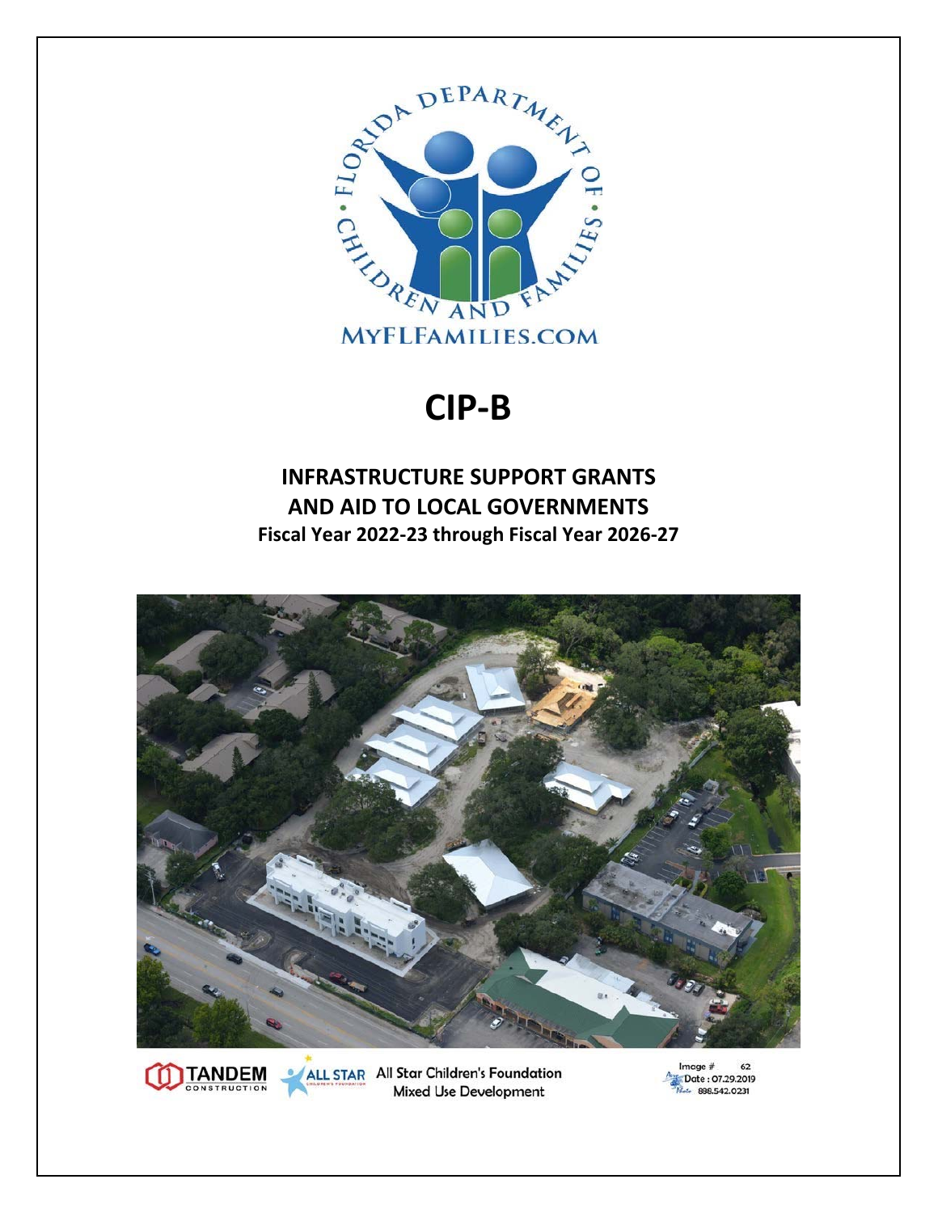# CIP-B

## INFRASTRUCTURE SUPPORT GRANTS AND AID TO LOCAL GOVERNMENTS

**Fiscal Year 2022-23 through Fiscal Year 2026-27**

All Star Children's Foundation Mixed Use Development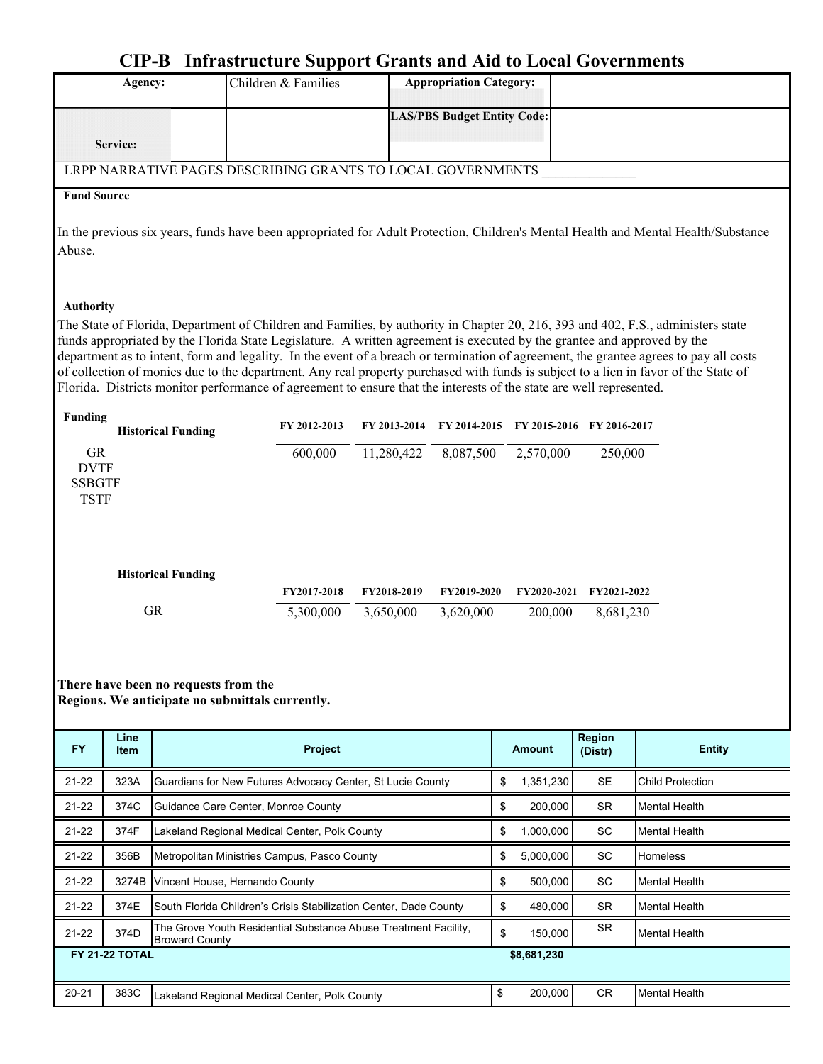# CIP-B Infrastructure Support Grants and Aid to Local Governments

| **Agency:** | Children & Families | **Appropriation Category:** | |
|---|---|---|---|
| **Service:** | | **LAS/PBS Budget Entity Code:** | |

LRPP NARRATIVE PAGES DESCRIBING GRANTS TO LOCAL GOVERNMENTS ______________

**Fund Source**

In the previous six years, funds have been appropriated for Adult Protection, Children's Mental Health and Mental Health/Substance Abuse.

**Authority**

The State of Florida, Department of Children and Families, by authority in Chapter 20, 216, 393 and 402, F.S., administers state funds appropriated by the Florida State Legislature. A written agreement is executed by the grantee and approved by the department as to intent, form and legality. In the event of a breach or termination of agreement, the grantee agrees to pay all costs of collection of monies due to the department. Any real property purchased with funds is subject to a lien in favor of the State of Florida. Districts monitor performance of agreement to ensure that the interests of the state are well represented.

**Funding**

| **Historical Funding** | **FY 2012-2013** | **FY 2013-2014** | **FY 2014-2015** | **FY 2015-2016** | **FY 2016-2017** |
|---|---|---|---|---|---|
| GR | 600,000 | 11,280,422 | 8,087,500 | 2,570,000 | 250,000 |
| DVTF | | | | | |
| SSBGTF | | | | | |
| TSTF | | | | | |

| **Historical Funding** | **FY2017-2018** | **FY2018-2019** | **FY2019-2020** | **FY2020-2021** | **FY2021-2022** |
|---|---|---|---|---|---|
| GR | 5,300,000 | 3,650,000 | 3,620,000 | 200,000 | 8,681,230 |

**There have been no requests from the Regions. We anticipate no submittals currently.**

| FY | Line Item | Project | Amount | Region (Distr) | Entity |
|---|---|---|---|---|---|
| 21-22 | 323A | Guardians for New Futures Advocacy Center, St Lucie County | $ 1,351,230 | SE | Child Protection |
| 21-22 | 374C | Guidance Care Center, Monroe County | $ 200,000 | SR | Mental Health |
| 21-22 | 374F | Lakeland Regional Medical Center, Polk County | $ 1,000,000 | SC | Mental Health |
| 21-22 | 356B | Metropolitan Ministries Campus, Pasco County | $ 5,000,000 | SC | Homeless |
| 21-22 | 3274B | Vincent House, Hernando County | $ 500,000 | SC | Mental Health |
| 21-22 | 374E | South Florida Children's Crisis Stabilization Center, Dade County | $ 480,000 | SR | Mental Health |
| 21-22 | 374D | The Grove Youth Residential Substance Abuse Treatment Facility, Broward County | $ 150,000 | SR | Mental Health |
| **FY 21-22 TOTAL** | | | **$8,681,230** | | |
| 20-21 | 383C | Lakeland Regional Medical Center, Polk County | $ 200,000 | CR | Mental Health |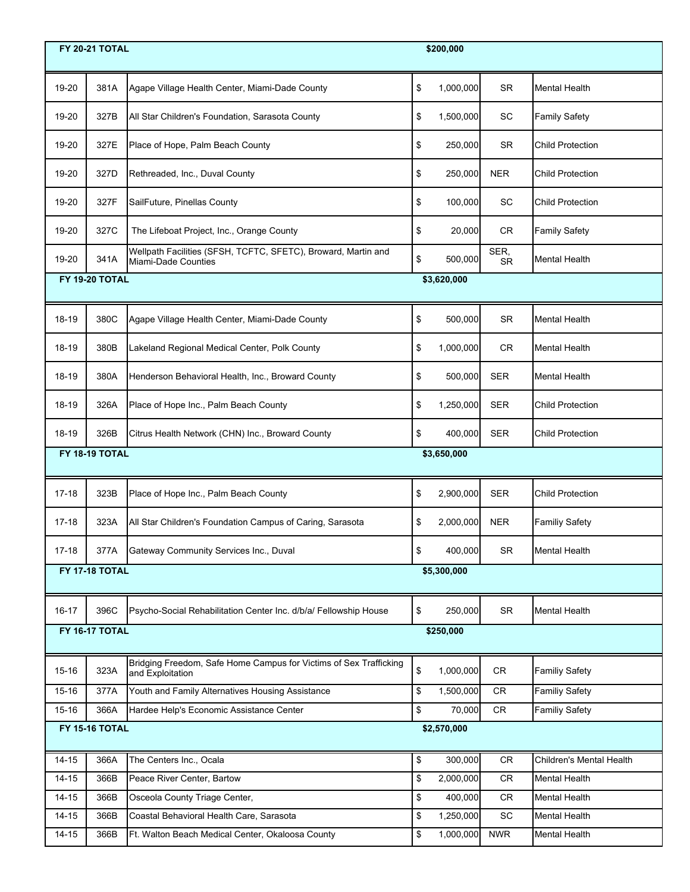| | | | | | |
|---|---|---|---|---|---|
| **FY 20-21 TOTAL** | | | **$200,000** | | |
| 19-20 | 381A | Agape Village Health Center, Miami-Dade County | $ 1,000,000 | SR | Mental Health |
| 19-20 | 327B | All Star Children's Foundation, Sarasota County | $ 1,500,000 | SC | Family Safety |
| 19-20 | 327E | Place of Hope, Palm Beach County | $ 250,000 | SR | Child Protection |
| 19-20 | 327D | Rethreaded, Inc., Duval County | $ 250,000 | NER | Child Protection |
| 19-20 | 327F | SailFuture, Pinellas County | $ 100,000 | SC | Child Protection |
| 19-20 | 327C | The Lifeboat Project, Inc., Orange County | $ 20,000 | CR | Family Safety |
| 19-20 | 341A | Wellpath Facilities (SFSH, TCFTC, SFETC), Broward, Martin and Miami-Dade Counties | $ 500,000 | SER, SR | Mental Health |
| **FY 19-20 TOTAL** | | | **$3,620,000** | | |
| 18-19 | 380C | Agape Village Health Center, Miami-Dade County | $ 500,000 | SR | Mental Health |
| 18-19 | 380B | Lakeland Regional Medical Center, Polk County | $ 1,000,000 | CR | Mental Health |
| 18-19 | 380A | Henderson Behavioral Health, Inc., Broward County | $ 500,000 | SER | Mental Health |
| 18-19 | 326A | Place of Hope Inc., Palm Beach County | $ 1,250,000 | SER | Child Protection |
| 18-19 | 326B | Citrus Health Network (CHN) Inc., Broward County | $ 400,000 | SER | Child Protection |
| **FY 18-19 TOTAL** | | | **$3,650,000** | | |
| 17-18 | 323B | Place of Hope Inc., Palm Beach County | $ 2,900,000 | SER | Child Protection |
| 17-18 | 323A | All Star Children's Foundation Campus of Caring, Sarasota | $ 2,000,000 | NER | Familiy Safety |
| 17-18 | 377A | Gateway Community Services Inc., Duval | $ 400,000 | SR | Mental Health |
| **FY 17-18 TOTAL** | | | **$5,300,000** | | |
| 16-17 | 396C | Psycho-Social Rehabilitation Center Inc. d/b/a/ Fellowship House | $ 250,000 | SR | Mental Health |
| **FY 16-17 TOTAL** | | | **$250,000** | | |
| 15-16 | 323A | Bridging Freedom, Safe Home Campus for Victims of Sex Trafficking and Exploitation | $ 1,000,000 | CR | Familiy Safety |
| 15-16 | 377A | Youth and Family Alternatives Housing Assistance | $ 1,500,000 | CR | Familiy Safety |
| 15-16 | 366A | Hardee Help's Economic Assistance Center | $ 70,000 | CR | Familiy Safety |
| **FY 15-16 TOTAL** | | | **$2,570,000** | | |
| 14-15 | 366A | The Centers Inc., Ocala | $ 300,000 | CR | Children's Mental Health |
| 14-15 | 366B | Peace River Center, Bartow | $ 2,000,000 | CR | Mental Health |
| 14-15 | 366B | Osceola County Triage Center, | $ 400,000 | CR | Mental Health |
| 14-15 | 366B | Coastal Behavioral Health Care, Sarasota | $ 1,250,000 | SC | Mental Health |
| 14-15 | 366B | Ft. Walton Beach Medical Center, Okaloosa County | $ 1,000,000 | NWR | Mental Health |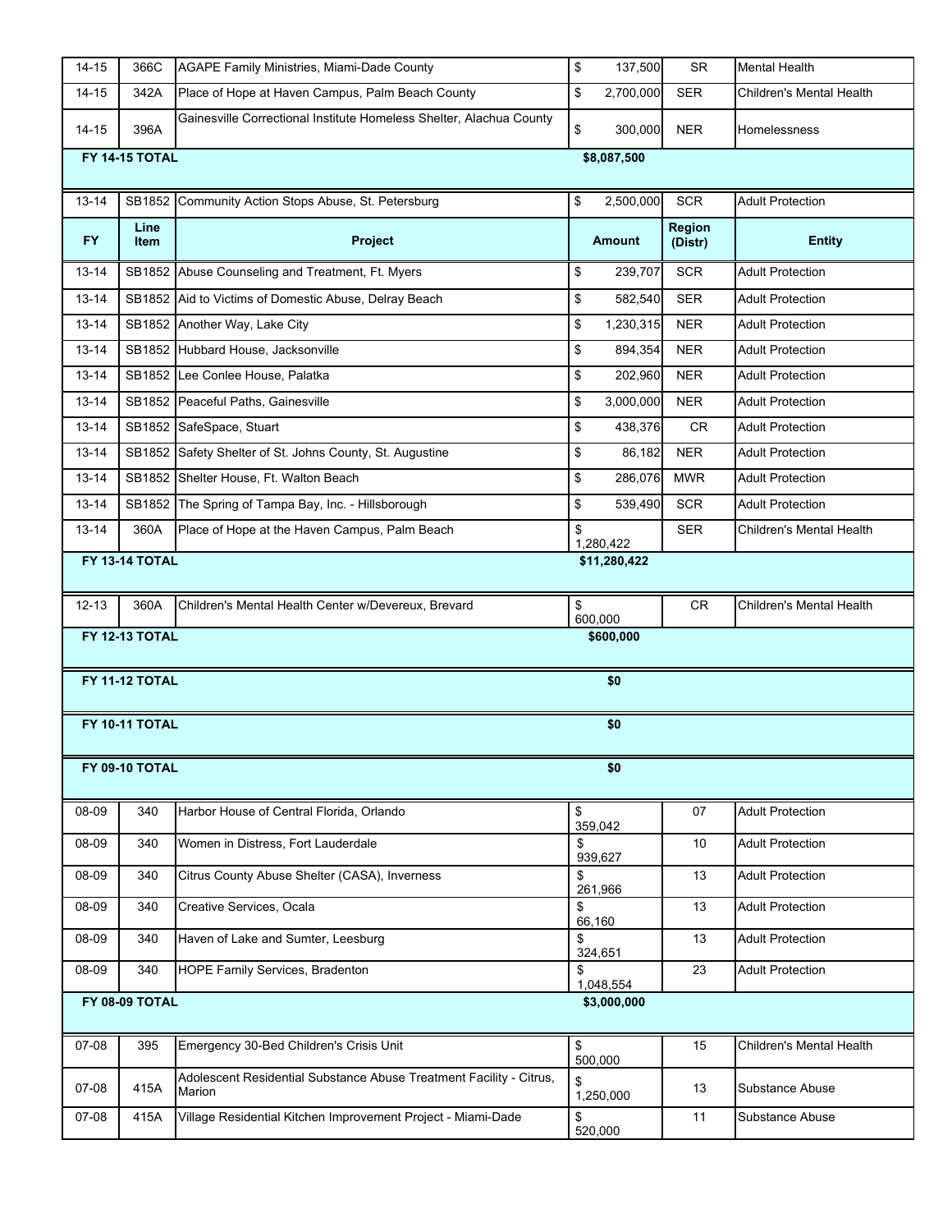| FY | Line Item | Project | Amount | Region (Distr) | Entity |
|---|---|---|---|---|---|
| 14-15 | 366C | AGAPE Family Ministries, Miami-Dade County | $ 137,500 | SR | Mental Health |
| 14-15 | 342A | Place of Hope at Haven Campus, Palm Beach County | $ 2,700,000 | SER | Children's Mental Health |
| 14-15 | 396A | Gainesville Correctional Institute Homeless Shelter, Alachua County | $ 300,000 | NER | Homelessness |
| **FY 14-15 TOTAL** | | | **$8,087,500** | | |
| 13-14 | SB1852 | Community Action Stops Abuse, St. Petersburg | $ 2,500,000 | SCR | Adult Protection |
| 13-14 | SB1852 | Abuse Counseling and Treatment, Ft. Myers | $ 239,707 | SCR | Adult Protection |
| 13-14 | SB1852 | Aid to Victims of Domestic Abuse, Delray Beach | $ 582,540 | SER | Adult Protection |
| 13-14 | SB1852 | Another Way, Lake City | $ 1,230,315 | NER | Adult Protection |
| 13-14 | SB1852 | Hubbard House, Jacksonville | $ 894,354 | NER | Adult Protection |
| 13-14 | SB1852 | Lee Conlee House, Palatka | $ 202,960 | NER | Adult Protection |
| 13-14 | SB1852 | Peaceful Paths, Gainesville | $ 3,000,000 | NER | Adult Protection |
| 13-14 | SB1852 | SafeSpace, Stuart | $ 438,376 | CR | Adult Protection |
| 13-14 | SB1852 | Safety Shelter of St. Johns County, St. Augustine | $ 86,182 | NER | Adult Protection |
| 13-14 | SB1852 | Shelter House, Ft. Walton Beach | $ 286,076 | MWR | Adult Protection |
| 13-14 | SB1852 | The Spring of Tampa Bay, Inc. - Hillsborough | $ 539,490 | SCR | Adult Protection |
| 13-14 | 360A | Place of Hope at the Haven Campus, Palm Beach | $ 1,280,422 | SER | Children's Mental Health |
| **FY 13-14 TOTAL** | | | **$11,280,422** | | |
| 12-13 | 360A | Children's Mental Health Center w/Devereux, Brevard | $ 600,000 | CR | Children's Mental Health |
| **FY 12-13 TOTAL** | | | **$600,000** | | |
| **FY 11-12 TOTAL** | | | **$0** | | |
| **FY 10-11 TOTAL** | | | **$0** | | |
| **FY 09-10 TOTAL** | | | **$0** | | |
| 08-09 | 340 | Harbor House of Central Florida, Orlando | $ 359,042 | 07 | Adult Protection |
| 08-09 | 340 | Women in Distress, Fort Lauderdale | $ 939,627 | 10 | Adult Protection |
| 08-09 | 340 | Citrus County Abuse Shelter (CASA), Inverness | $ 261,966 | 13 | Adult Protection |
| 08-09 | 340 | Creative Services, Ocala | $ 66,160 | 13 | Adult Protection |
| 08-09 | 340 | Haven of Lake and Sumter, Leesburg | $ 324,651 | 13 | Adult Protection |
| 08-09 | 340 | HOPE Family Services, Bradenton | $ 1,048,554 | 23 | Adult Protection |
| **FY 08-09 TOTAL** | | | **$3,000,000** | | |
| 07-08 | 395 | Emergency 30-Bed Children's Crisis Unit | $ 500,000 | 15 | Children's Mental Health |
| 07-08 | 415A | Adolescent Residential Substance Abuse Treatment Facility - Citrus, Marion | $ 1,250,000 | 13 | Substance Abuse |
| 07-08 | 415A | Village Residential Kitchen Improvement Project - Miami-Dade | $ 520,000 | 11 | Substance Abuse |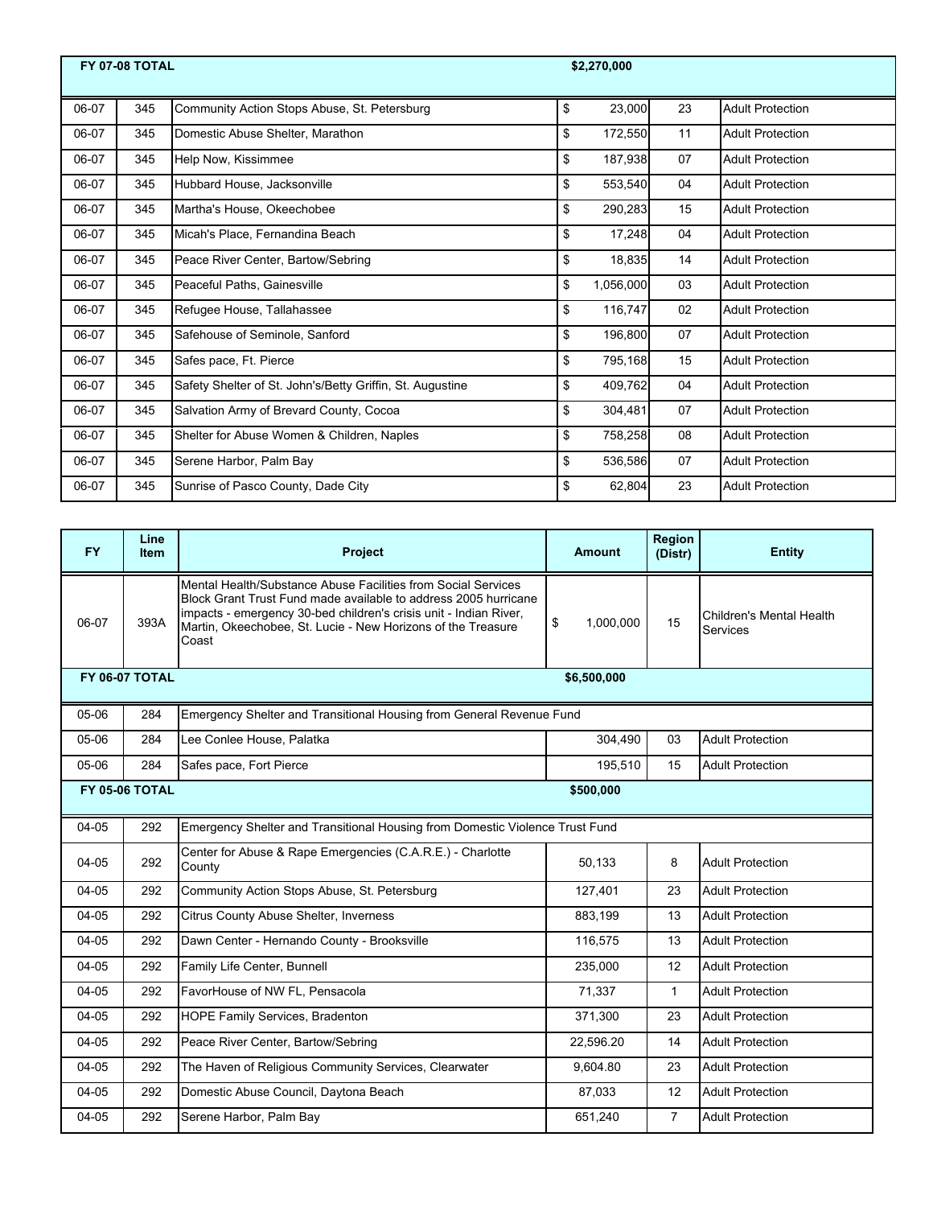| | | | | | |
|---|---|---|---|---|---|
| **FY 07-08 TOTAL** | | | **$2,270,000** | | |
| 06-07 | 345 | Community Action Stops Abuse, St. Petersburg | $ 23,000 | 23 | Adult Protection |
| 06-07 | 345 | Domestic Abuse Shelter, Marathon | $ 172,550 | 11 | Adult Protection |
| 06-07 | 345 | Help Now, Kissimmee | $ 187,938 | 07 | Adult Protection |
| 06-07 | 345 | Hubbard House, Jacksonville | $ 553,540 | 04 | Adult Protection |
| 06-07 | 345 | Martha's House, Okeechobee | $ 290,283 | 15 | Adult Protection |
| 06-07 | 345 | Micah's Place, Fernandina Beach | $ 17,248 | 04 | Adult Protection |
| 06-07 | 345 | Peace River Center, Bartow/Sebring | $ 18,835 | 14 | Adult Protection |
| 06-07 | 345 | Peaceful Paths, Gainesville | $ 1,056,000 | 03 | Adult Protection |
| 06-07 | 345 | Refugee House, Tallahassee | $ 116,747 | 02 | Adult Protection |
| 06-07 | 345 | Safehouse of Seminole, Sanford | $ 196,800 | 07 | Adult Protection |
| 06-07 | 345 | Safes pace, Ft. Pierce | $ 795,168 | 15 | Adult Protection |
| 06-07 | 345 | Safety Shelter of St. John's/Betty Griffin, St. Augustine | $ 409,762 | 04 | Adult Protection |
| 06-07 | 345 | Salvation Army of Brevard County, Cocoa | $ 304,481 | 07 | Adult Protection |
| 06-07 | 345 | Shelter for Abuse Women & Children, Naples | $ 758,258 | 08 | Adult Protection |
| 06-07 | 345 | Serene Harbor, Palm Bay | $ 536,586 | 07 | Adult Protection |
| 06-07 | 345 | Sunrise of Pasco County, Dade City | $ 62,804 | 23 | Adult Protection |

| FY | Line Item | Project | Amount | Region (Distr) | Entity |
|---|---|---|---|---|---|
| 06-07 | 393A | Mental Health/Substance Abuse Facilities from Social Services Block Grant Trust Fund made available to address 2005 hurricane impacts - emergency 30-bed children's crisis unit - Indian River, Martin, Okeechobee, St. Lucie - New Horizons of the Treasure Coast | $ 1,000,000 | 15 | Children's Mental Health Services |
| **FY 06-07 TOTAL** | | | **$6,500,000** | | |
| 05-06 | 284 | Emergency Shelter and Transitional Housing from General Revenue Fund | | | |
| 05-06 | 284 | Lee Conlee House, Palatka | 304,490 | 03 | Adult Protection |
| 05-06 | 284 | Safes pace, Fort Pierce | 195,510 | 15 | Adult Protection |
| **FY 05-06 TOTAL** | | | **$500,000** | | |
| 04-05 | 292 | Emergency Shelter and Transitional Housing from Domestic Violence Trust Fund | | | |
| 04-05 | 292 | Center for Abuse & Rape Emergencies (C.A.R.E.) - Charlotte County | 50,133 | 8 | Adult Protection |
| 04-05 | 292 | Community Action Stops Abuse, St. Petersburg | 127,401 | 23 | Adult Protection |
| 04-05 | 292 | Citrus County Abuse Shelter, Inverness | 883,199 | 13 | Adult Protection |
| 04-05 | 292 | Dawn Center - Hernando County - Brooksville | 116,575 | 13 | Adult Protection |
| 04-05 | 292 | Family Life Center, Bunnell | 235,000 | 12 | Adult Protection |
| 04-05 | 292 | FavorHouse of NW FL, Pensacola | 71,337 | 1 | Adult Protection |
| 04-05 | 292 | HOPE Family Services, Bradenton | 371,300 | 23 | Adult Protection |
| 04-05 | 292 | Peace River Center, Bartow/Sebring | 22,596.20 | 14 | Adult Protection |
| 04-05 | 292 | The Haven of Religious Community Services, Clearwater | 9,604.80 | 23 | Adult Protection |
| 04-05 | 292 | Domestic Abuse Council, Daytona Beach | 87,033 | 12 | Adult Protection |
| 04-05 | 292 | Serene Harbor, Palm Bay | 651,240 | 7 | Adult Protection |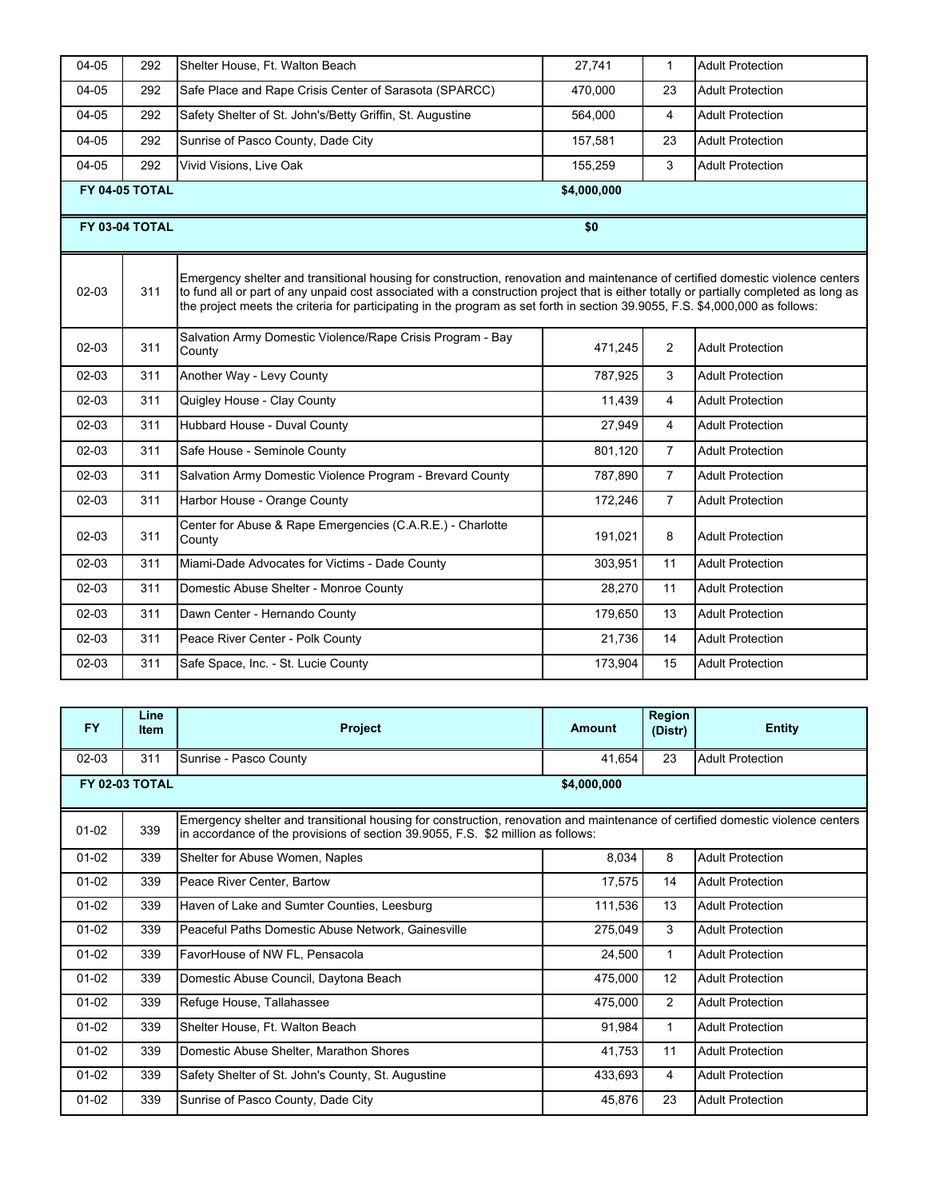| FY | Line Item | Project | Amount | Region (Distr) | Entity |
|---|---|---|---|---|---|
| 04-05 | 292 | Shelter House, Ft. Walton Beach | 27,741 | 1 | Adult Protection |
| 04-05 | 292 | Safe Place and Rape Crisis Center of Sarasota (SPARCC) | 470,000 | 23 | Adult Protection |
| 04-05 | 292 | Safety Shelter of St. John's/Betty Griffin, St. Augustine | 564,000 | 4 | Adult Protection |
| 04-05 | 292 | Sunrise of Pasco County, Dade City | 157,581 | 23 | Adult Protection |
| 04-05 | 292 | Vivid Visions, Live Oak | 155,259 | 3 | Adult Protection |
| **FY 04-05 TOTAL** | | | **$4,000,000** | | |
| **FY 03-04 TOTAL** | | | **$0** | | |
| 02-03 | 311 | Emergency shelter and transitional housing for construction, renovation and maintenance of certified domestic violence centers to fund all or part of any unpaid cost associated with a construction project that is either totally or partially completed as long as the project meets the criteria for participating in the program as set forth in section 39.9055, F.S. $4,000,000 as follows: | | | |
| 02-03 | 311 | Salvation Army Domestic Violence/Rape Crisis Program - Bay County | 471,245 | 2 | Adult Protection |
| 02-03 | 311 | Another Way - Levy County | 787,925 | 3 | Adult Protection |
| 02-03 | 311 | Quigley House - Clay County | 11,439 | 4 | Adult Protection |
| 02-03 | 311 | Hubbard House - Duval County | 27,949 | 4 | Adult Protection |
| 02-03 | 311 | Safe House - Seminole County | 801,120 | 7 | Adult Protection |
| 02-03 | 311 | Salvation Army Domestic Violence Program - Brevard County | 787,890 | 7 | Adult Protection |
| 02-03 | 311 | Harbor House - Orange County | 172,246 | 7 | Adult Protection |
| 02-03 | 311 | Center for Abuse & Rape Emergencies (C.A.R.E.) - Charlotte County | 191,021 | 8 | Adult Protection |
| 02-03 | 311 | Miami-Dade Advocates for Victims - Dade County | 303,951 | 11 | Adult Protection |
| 02-03 | 311 | Domestic Abuse Shelter - Monroe County | 28,270 | 11 | Adult Protection |
| 02-03 | 311 | Dawn Center - Hernando County | 179,650 | 13 | Adult Protection |
| 02-03 | 311 | Peace River Center - Polk County | 21,736 | 14 | Adult Protection |
| 02-03 | 311 | Safe Space, Inc. - St. Lucie County | 173,904 | 15 | Adult Protection |
| 02-03 | 311 | Sunrise - Pasco County | 41,654 | 23 | Adult Protection |
| **FY 02-03 TOTAL** | | | **$4,000,000** | | |
| 01-02 | 339 | Emergency shelter and transitional housing for construction, renovation and maintenance of certified domestic violence centers in accordance of the provisions of section 39.9055, F.S. $2 million as follows: | | | |
| 01-02 | 339 | Shelter for Abuse Women, Naples | 8,034 | 8 | Adult Protection |
| 01-02 | 339 | Peace River Center, Bartow | 17,575 | 14 | Adult Protection |
| 01-02 | 339 | Haven of Lake and Sumter Counties, Leesburg | 111,536 | 13 | Adult Protection |
| 01-02 | 339 | Peaceful Paths Domestic Abuse Network, Gainesville | 275,049 | 3 | Adult Protection |
| 01-02 | 339 | FavorHouse of NW FL, Pensacola | 24,500 | 1 | Adult Protection |
| 01-02 | 339 | Domestic Abuse Council, Daytona Beach | 475,000 | 12 | Adult Protection |
| 01-02 | 339 | Refuge House, Tallahassee | 475,000 | 2 | Adult Protection |
| 01-02 | 339 | Shelter House, Ft. Walton Beach | 91,984 | 1 | Adult Protection |
| 01-02 | 339 | Domestic Abuse Shelter, Marathon Shores | 41,753 | 11 | Adult Protection |
| 01-02 | 339 | Safety Shelter of St. John's County, St. Augustine | 433,693 | 4 | Adult Protection |
| 01-02 | 339 | Sunrise of Pasco County, Dade City | 45,876 | 23 | Adult Protection |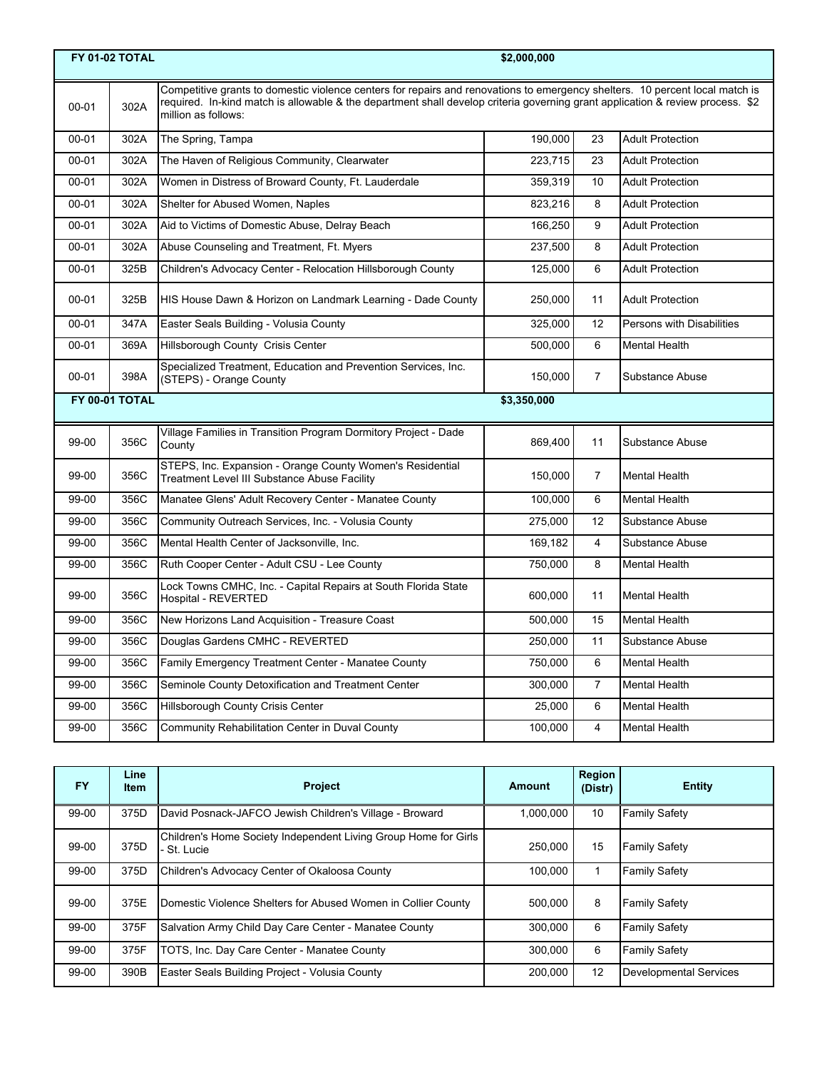| FY | Line Item | Project | Amount | Region (Distr) | Entity |
|---|---|---|---|---|---|
| **FY 01-02 TOTAL** | | | **$2,000,000** | | |
| 00-01 | 302A | Competitive grants to domestic violence centers for repairs and renovations to emergency shelters. 10 percent local match is required. In-kind match is allowable & the department shall develop criteria governing grant application & review process. $2 million as follows: | | | |
| 00-01 | 302A | The Spring, Tampa | 190,000 | 23 | Adult Protection |
| 00-01 | 302A | The Haven of Religious Community, Clearwater | 223,715 | 23 | Adult Protection |
| 00-01 | 302A | Women in Distress of Broward County, Ft. Lauderdale | 359,319 | 10 | Adult Protection |
| 00-01 | 302A | Shelter for Abused Women, Naples | 823,216 | 8 | Adult Protection |
| 00-01 | 302A | Aid to Victims of Domestic Abuse, Delray Beach | 166,250 | 9 | Adult Protection |
| 00-01 | 302A | Abuse Counseling and Treatment, Ft. Myers | 237,500 | 8 | Adult Protection |
| 00-01 | 325B | Children's Advocacy Center - Relocation Hillsborough County | 125,000 | 6 | Adult Protection |
| 00-01 | 325B | HIS House Dawn & Horizon on Landmark Learning - Dade County | 250,000 | 11 | Adult Protection |
| 00-01 | 347A | Easter Seals Building - Volusia County | 325,000 | 12 | Persons with Disabilities |
| 00-01 | 369A | Hillsborough County Crisis Center | 500,000 | 6 | Mental Health |
| 00-01 | 398A | Specialized Treatment, Education and Prevention Services, Inc. (STEPS) - Orange County | 150,000 | 7 | Substance Abuse |
| **FY 00-01 TOTAL** | | | **$3,350,000** | | |
| 99-00 | 356C | Village Families in Transition Program Dormitory Project - Dade County | 869,400 | 11 | Substance Abuse |
| 99-00 | 356C | STEPS, Inc. Expansion - Orange County Women's Residential Treatment Level III Substance Abuse Facility | 150,000 | 7 | Mental Health |
| 99-00 | 356C | Manatee Glens' Adult Recovery Center - Manatee County | 100,000 | 6 | Mental Health |
| 99-00 | 356C | Community Outreach Services, Inc. - Volusia County | 275,000 | 12 | Substance Abuse |
| 99-00 | 356C | Mental Health Center of Jacksonville, Inc. | 169,182 | 4 | Substance Abuse |
| 99-00 | 356C | Ruth Cooper Center - Adult CSU - Lee County | 750,000 | 8 | Mental Health |
| 99-00 | 356C | Lock Towns CMHC, Inc. - Capital Repairs at South Florida State Hospital - REVERTED | 600,000 | 11 | Mental Health |
| 99-00 | 356C | New Horizons Land Acquisition - Treasure Coast | 500,000 | 15 | Mental Health |
| 99-00 | 356C | Douglas Gardens CMHC - REVERTED | 250,000 | 11 | Substance Abuse |
| 99-00 | 356C | Family Emergency Treatment Center - Manatee County | 750,000 | 6 | Mental Health |
| 99-00 | 356C | Seminole County Detoxification and Treatment Center | 300,000 | 7 | Mental Health |
| 99-00 | 356C | Hillsborough County Crisis Center | 25,000 | 6 | Mental Health |
| 99-00 | 356C | Community Rehabilitation Center in Duval County | 100,000 | 4 | Mental Health |

| FY | Line Item | Project | Amount | Region (Distr) | Entity |
|---|---|---|---|---|---|
| 99-00 | 375D | David Posnack-JAFCO Jewish Children's Village - Broward | 1,000,000 | 10 | Family Safety |
| 99-00 | 375D | Children's Home Society Independent Living Group Home for Girls - St. Lucie | 250,000 | 15 | Family Safety |
| 99-00 | 375D | Children's Advocacy Center of Okaloosa County | 100,000 | 1 | Family Safety |
| 99-00 | 375E | Domestic Violence Shelters for Abused Women in Collier County | 500,000 | 8 | Family Safety |
| 99-00 | 375F | Salvation Army Child Day Care Center - Manatee County | 300,000 | 6 | Family Safety |
| 99-00 | 375F | TOTS, Inc. Day Care Center - Manatee County | 300,000 | 6 | Family Safety |
| 99-00 | 390B | Easter Seals Building Project - Volusia County | 200,000 | 12 | Developmental Services |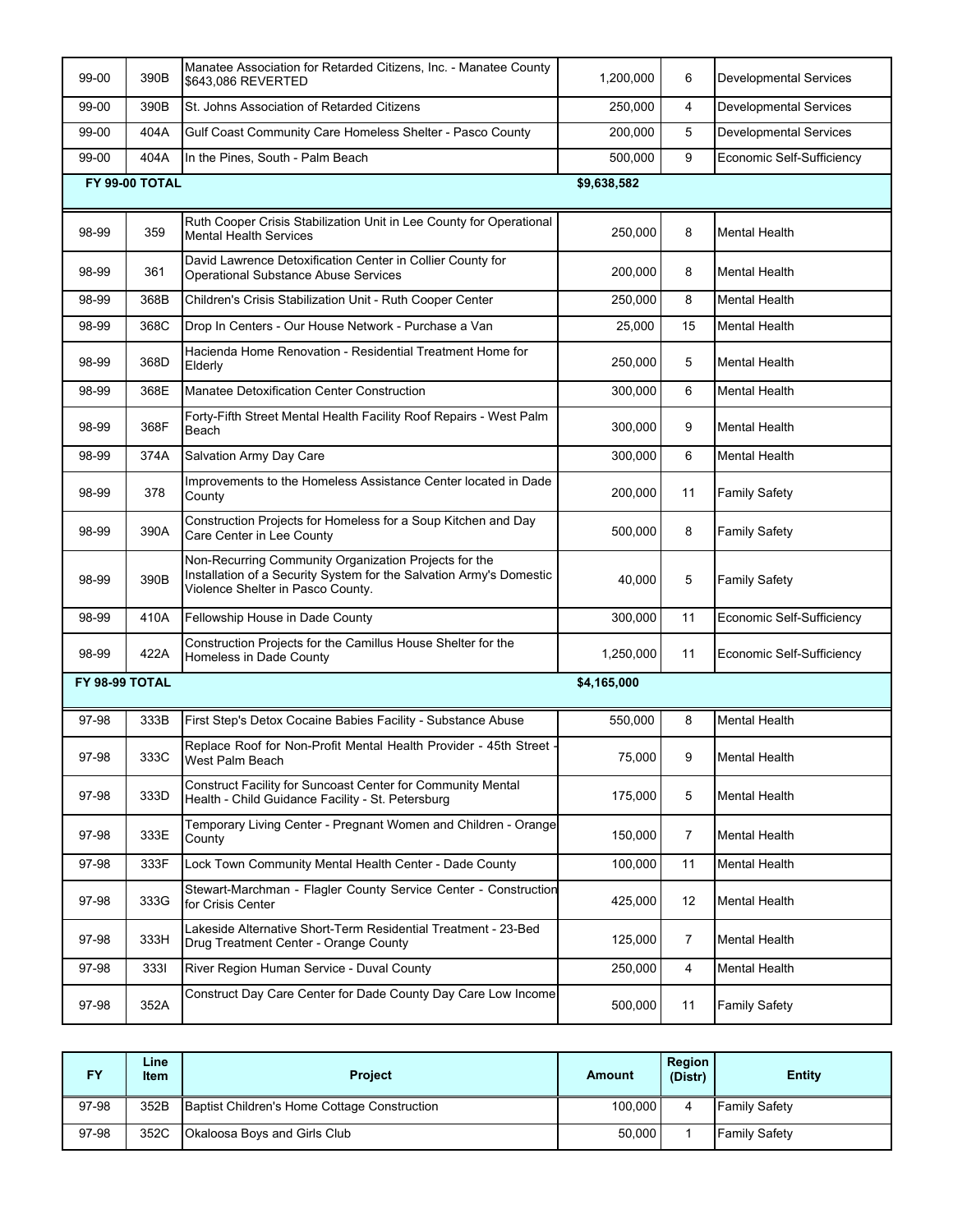| FY | Line Item | Project | Amount | Region (Distr) | Entity |
|---|---|---|---|---|---|
| 99-00 | 390B | Manatee Association for Retarded Citizens, Inc. - Manatee County $643,086 REVERTED | 1,200,000 | 6 | Developmental Services |
| 99-00 | 390B | St. Johns Association of Retarded Citizens | 250,000 | 4 | Developmental Services |
| 99-00 | 404A | Gulf Coast Community Care Homeless Shelter - Pasco County | 200,000 | 5 | Developmental Services |
| 99-00 | 404A | In the Pines, South - Palm Beach | 500,000 | 9 | Economic Self-Sufficiency |
| **FY 99-00 TOTAL** | | | **$9,638,582** | | |
| 98-99 | 359 | Ruth Cooper Crisis Stabilization Unit in Lee County for Operational Mental Health Services | 250,000 | 8 | Mental Health |
| 98-99 | 361 | David Lawrence Detoxification Center in Collier County for Operational Substance Abuse Services | 200,000 | 8 | Mental Health |
| 98-99 | 368B | Children's Crisis Stabilization Unit - Ruth Cooper Center | 250,000 | 8 | Mental Health |
| 98-99 | 368C | Drop In Centers - Our House Network - Purchase a Van | 25,000 | 15 | Mental Health |
| 98-99 | 368D | Hacienda Home Renovation - Residential Treatment Home for Elderly | 250,000 | 5 | Mental Health |
| 98-99 | 368E | Manatee Detoxification Center Construction | 300,000 | 6 | Mental Health |
| 98-99 | 368F | Forty-Fifth Street Mental Health Facility Roof Repairs - West Palm Beach | 300,000 | 9 | Mental Health |
| 98-99 | 374A | Salvation Army Day Care | 300,000 | 6 | Mental Health |
| 98-99 | 378 | Improvements to the Homeless Assistance Center located in Dade County | 200,000 | 11 | Family Safety |
| 98-99 | 390A | Construction Projects for Homeless for a Soup Kitchen and Day Care Center in Lee County | 500,000 | 8 | Family Safety |
| 98-99 | 390B | Non-Recurring Community Organization Projects for the Installation of a Security System for the Salvation Army's Domestic Violence Shelter in Pasco County. | 40,000 | 5 | Family Safety |
| 98-99 | 410A | Fellowship House in Dade County | 300,000 | 11 | Economic Self-Sufficiency |
| 98-99 | 422A | Construction Projects for the Camillus House Shelter for the Homeless in Dade County | 1,250,000 | 11 | Economic Self-Sufficiency |
| **FY 98-99 TOTAL** | | | **$4,165,000** | | |
| 97-98 | 333B | First Step's Detox Cocaine Babies Facility - Substance Abuse | 550,000 | 8 | Mental Health |
| 97-98 | 333C | Replace Roof for Non-Profit Mental Health Provider - 45th Street - West Palm Beach | 75,000 | 9 | Mental Health |
| 97-98 | 333D | Construct Facility for Suncoast Center for Community Mental Health - Child Guidance Facility - St. Petersburg | 175,000 | 5 | Mental Health |
| 97-98 | 333E | Temporary Living Center - Pregnant Women and Children - Orange County | 150,000 | 7 | Mental Health |
| 97-98 | 333F | Lock Town Community Mental Health Center - Dade County | 100,000 | 11 | Mental Health |
| 97-98 | 333G | Stewart-Marchman - Flagler County Service Center - Construction for Crisis Center | 425,000 | 12 | Mental Health |
| 97-98 | 333H | Lakeside Alternative Short-Term Residential Treatment - 23-Bed Drug Treatment Center - Orange County | 125,000 | 7 | Mental Health |
| 97-98 | 333I | River Region Human Service - Duval County | 250,000 | 4 | Mental Health |
| 97-98 | 352A | Construct Day Care Center for Dade County Day Care Low Income | 500,000 | 11 | Family Safety |
| 97-98 | 352B | Baptist Children's Home Cottage Construction | 100,000 | 4 | Family Safety |
| 97-98 | 352C | Okaloosa Boys and Girls Club | 50,000 | 1 | Family Safety |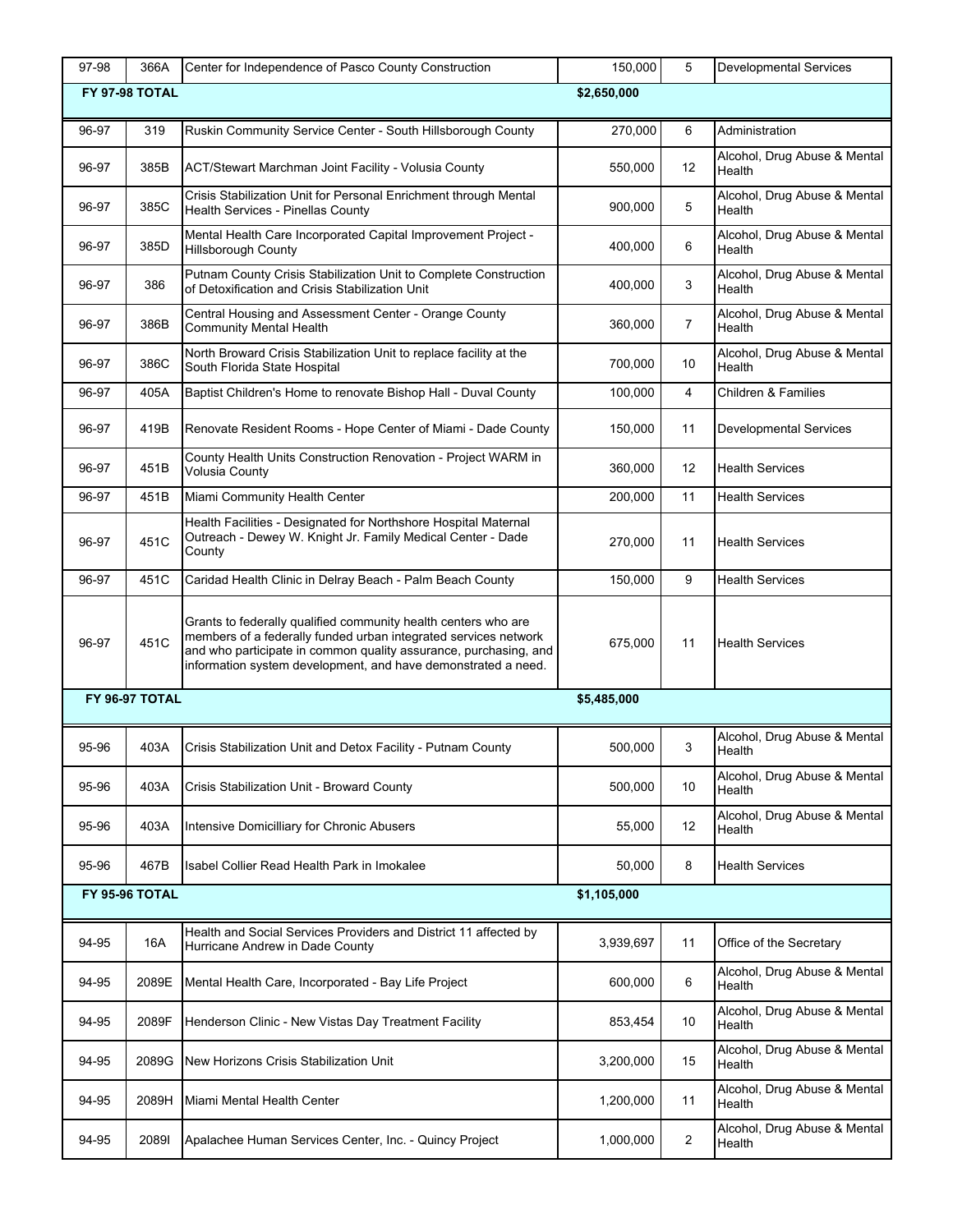| | | | | | |
|---|---|---|---|---|---|
| 97-98 | 366A | Center for Independence of Pasco County Construction | 150,000 | 5 | Developmental Services |
| **FY 97-98 TOTAL** | | | **$2,650,000** | | |
| 96-97 | 319 | Ruskin Community Service Center - South Hillsborough County | 270,000 | 6 | Administration |
| 96-97 | 385B | ACT/Stewart Marchman Joint Facility - Volusia County | 550,000 | 12 | Alcohol, Drug Abuse & Mental Health |
| 96-97 | 385C | Crisis Stabilization Unit for Personal Enrichment through Mental Health Services - Pinellas County | 900,000 | 5 | Alcohol, Drug Abuse & Mental Health |
| 96-97 | 385D | Mental Health Care Incorporated Capital Improvement Project - Hillsborough County | 400,000 | 6 | Alcohol, Drug Abuse & Mental Health |
| 96-97 | 386 | Putnam County Crisis Stabilization Unit to Complete Construction of Detoxification and Crisis Stabilization Unit | 400,000 | 3 | Alcohol, Drug Abuse & Mental Health |
| 96-97 | 386B | Central Housing and Assessment Center - Orange County Community Mental Health | 360,000 | 7 | Alcohol, Drug Abuse & Mental Health |
| 96-97 | 386C | North Broward Crisis Stabilization Unit to replace facility at the South Florida State Hospital | 700,000 | 10 | Alcohol, Drug Abuse & Mental Health |
| 96-97 | 405A | Baptist Children's Home to renovate Bishop Hall - Duval County | 100,000 | 4 | Children & Families |
| 96-97 | 419B | Renovate Resident Rooms - Hope Center of Miami - Dade County | 150,000 | 11 | Developmental Services |
| 96-97 | 451B | County Health Units Construction Renovation - Project WARM in Volusia County | 360,000 | 12 | Health Services |
| 96-97 | 451B | Miami Community Health Center | 200,000 | 11 | Health Services |
| 96-97 | 451C | Health Facilities - Designated for Northshore Hospital Maternal Outreach - Dewey W. Knight Jr. Family Medical Center - Dade County | 270,000 | 11 | Health Services |
| 96-97 | 451C | Caridad Health Clinic in Delray Beach - Palm Beach County | 150,000 | 9 | Health Services |
| 96-97 | 451C | Grants to federally qualified community health centers who are members of a federally funded urban integrated services network and who participate in common quality assurance, purchasing, and information system development, and have demonstrated a need. | 675,000 | 11 | Health Services |
| **FY 96-97 TOTAL** | | | **$5,485,000** | | |
| 95-96 | 403A | Crisis Stabilization Unit and Detox Facility - Putnam County | 500,000 | 3 | Alcohol, Drug Abuse & Mental Health |
| 95-96 | 403A | Crisis Stabilization Unit - Broward County | 500,000 | 10 | Alcohol, Drug Abuse & Mental Health |
| 95-96 | 403A | Intensive Domicilliary for Chronic Abusers | 55,000 | 12 | Alcohol, Drug Abuse & Mental Health |
| 95-96 | 467B | Isabel Collier Read Health Park in Imokalee | 50,000 | 8 | Health Services |
| **FY 95-96 TOTAL** | | | **$1,105,000** | | |
| 94-95 | 16A | Health and Social Services Providers and District 11 affected by Hurricane Andrew in Dade County | 3,939,697 | 11 | Office of the Secretary |
| 94-95 | 2089E | Mental Health Care, Incorporated - Bay Life Project | 600,000 | 6 | Alcohol, Drug Abuse & Mental Health |
| 94-95 | 2089F | Henderson Clinic - New Vistas Day Treatment Facility | 853,454 | 10 | Alcohol, Drug Abuse & Mental Health |
| 94-95 | 2089G | New Horizons Crisis Stabilization Unit | 3,200,000 | 15 | Alcohol, Drug Abuse & Mental Health |
| 94-95 | 2089H | Miami Mental Health Center | 1,200,000 | 11 | Alcohol, Drug Abuse & Mental Health |
| 94-95 | 2089I | Apalachee Human Services Center, Inc. - Quincy Project | 1,000,000 | 2 | Alcohol, Drug Abuse & Mental Health |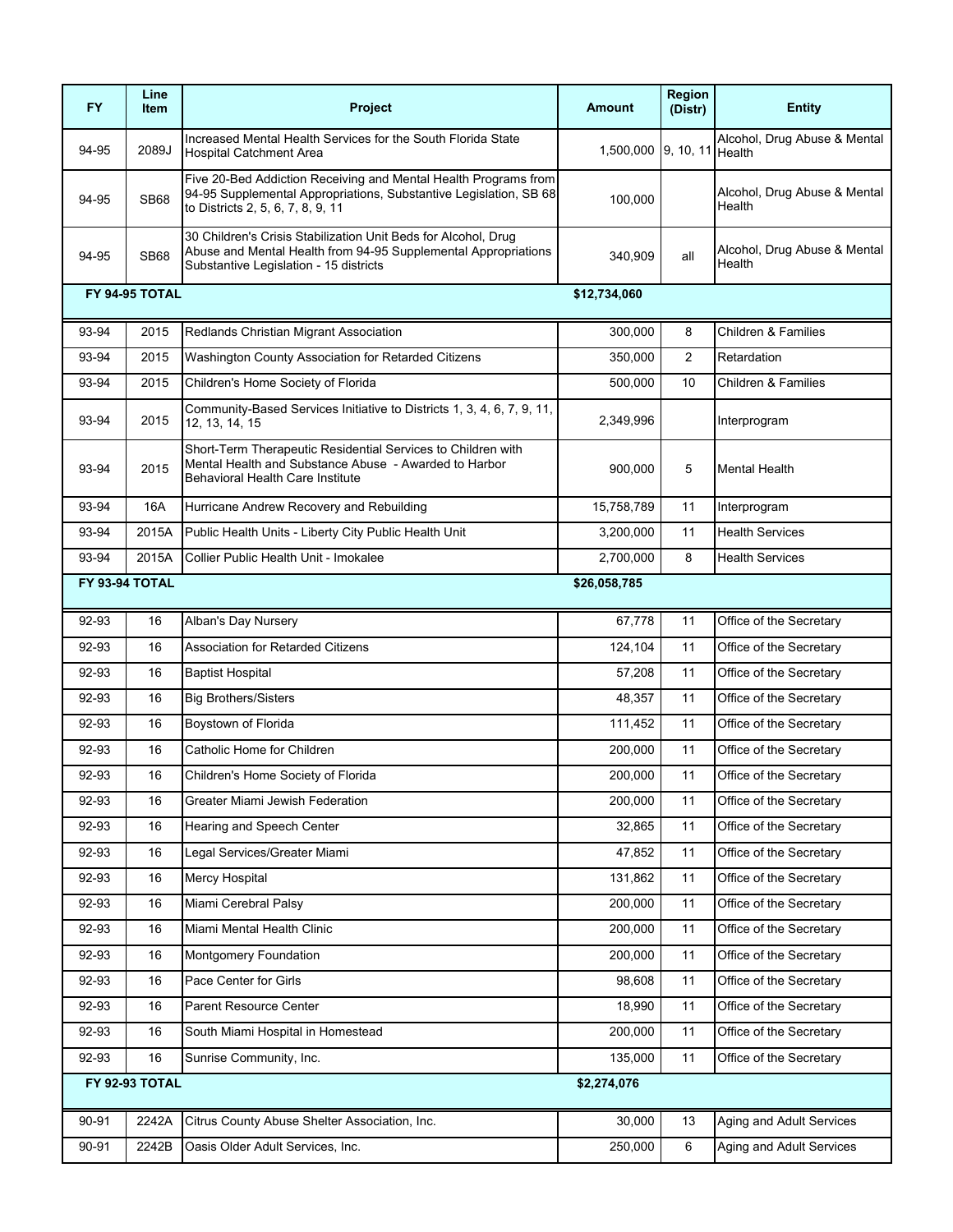| FY | Line Item | Project | Amount | Region (Distr) | Entity |
|---|---|---|---|---|---|
| 94-95 | 2089J | Increased Mental Health Services for the South Florida State Hospital Catchment Area | 1,500,000 | 9, 10, 11 | Alcohol, Drug Abuse & Mental Health |
| 94-95 | SB68 | Five 20-Bed Addiction Receiving and Mental Health Programs from 94-95 Supplemental Appropriations, Substantive Legislation, SB 68 to Districts 2, 5, 6, 7, 8, 9, 11 | 100,000 | | Alcohol, Drug Abuse & Mental Health |
| 94-95 | SB68 | 30 Children's Crisis Stabilization Unit Beds for Alcohol, Drug Abuse and Mental Health from 94-95 Supplemental Appropriations Substantive Legislation - 15 districts | 340,909 | all | Alcohol, Drug Abuse & Mental Health |
| **FY 94-95 TOTAL** | | | **$12,734,060** | | |
| 93-94 | 2015 | Redlands Christian Migrant Association | 300,000 | 8 | Children & Families |
| 93-94 | 2015 | Washington County Association for Retarded Citizens | 350,000 | 2 | Retardation |
| 93-94 | 2015 | Children's Home Society of Florida | 500,000 | 10 | Children & Families |
| 93-94 | 2015 | Community-Based Services Initiative to Districts 1, 3, 4, 6, 7, 9, 11, 12, 13, 14, 15 | 2,349,996 | | Interprogram |
| 93-94 | 2015 | Short-Term Therapeutic Residential Services to Children with Mental Health and Substance Abuse - Awarded to Harbor Behavioral Health Care Institute | 900,000 | 5 | Mental Health |
| 93-94 | 16A | Hurricane Andrew Recovery and Rebuilding | 15,758,789 | 11 | Interprogram |
| 93-94 | 2015A | Public Health Units - Liberty City Public Health Unit | 3,200,000 | 11 | Health Services |
| 93-94 | 2015A | Collier Public Health Unit - Imokalee | 2,700,000 | 8 | Health Services |
| **FY 93-94 TOTAL** | | | **$26,058,785** | | |
| 92-93 | 16 | Alban's Day Nursery | 67,778 | 11 | Office of the Secretary |
| 92-93 | 16 | Association for Retarded Citizens | 124,104 | 11 | Office of the Secretary |
| 92-93 | 16 | Baptist Hospital | 57,208 | 11 | Office of the Secretary |
| 92-93 | 16 | Big Brothers/Sisters | 48,357 | 11 | Office of the Secretary |
| 92-93 | 16 | Boystown of Florida | 111,452 | 11 | Office of the Secretary |
| 92-93 | 16 | Catholic Home for Children | 200,000 | 11 | Office of the Secretary |
| 92-93 | 16 | Children's Home Society of Florida | 200,000 | 11 | Office of the Secretary |
| 92-93 | 16 | Greater Miami Jewish Federation | 200,000 | 11 | Office of the Secretary |
| 92-93 | 16 | Hearing and Speech Center | 32,865 | 11 | Office of the Secretary |
| 92-93 | 16 | Legal Services/Greater Miami | 47,852 | 11 | Office of the Secretary |
| 92-93 | 16 | Mercy Hospital | 131,862 | 11 | Office of the Secretary |
| 92-93 | 16 | Miami Cerebral Palsy | 200,000 | 11 | Office of the Secretary |
| 92-93 | 16 | Miami Mental Health Clinic | 200,000 | 11 | Office of the Secretary |
| 92-93 | 16 | Montgomery Foundation | 200,000 | 11 | Office of the Secretary |
| 92-93 | 16 | Pace Center for Girls | 98,608 | 11 | Office of the Secretary |
| 92-93 | 16 | Parent Resource Center | 18,990 | 11 | Office of the Secretary |
| 92-93 | 16 | South Miami Hospital in Homestead | 200,000 | 11 | Office of the Secretary |
| 92-93 | 16 | Sunrise Community, Inc. | 135,000 | 11 | Office of the Secretary |
| **FY 92-93 TOTAL** | | | **$2,274,076** | | |
| 90-91 | 2242A | Citrus County Abuse Shelter Association, Inc. | 30,000 | 13 | Aging and Adult Services |
| 90-91 | 2242B | Oasis Older Adult Services, Inc. | 250,000 | 6 | Aging and Adult Services |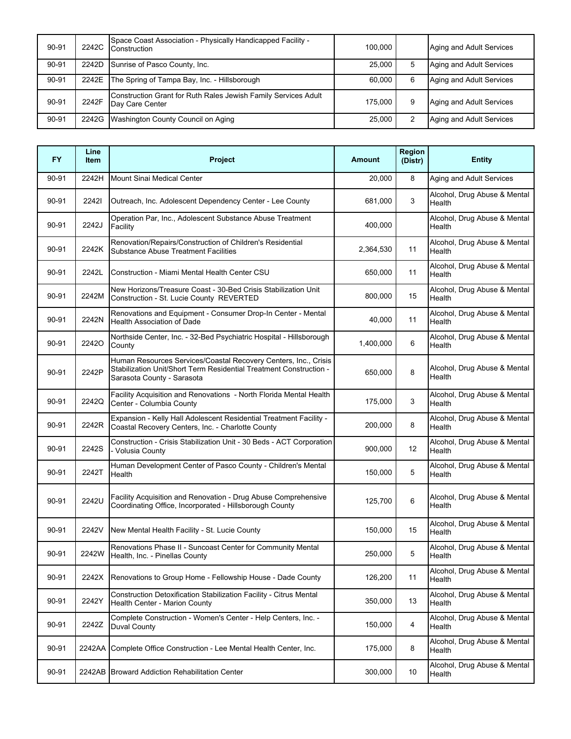| FY | Line Item | Project | Amount | Region (Distr) | Entity |
|---|---|---|---|---|---|
| 90-91 | 2242C | Space Coast Association - Physically Handicapped Facility - Construction | 100,000 | | Aging and Adult Services |
| 90-91 | 2242D | Sunrise of Pasco County, Inc. | 25,000 | 5 | Aging and Adult Services |
| 90-91 | 2242E | The Spring of Tampa Bay, Inc. - Hillsborough | 60,000 | 6 | Aging and Adult Services |
| 90-91 | 2242F | Construction Grant for Ruth Rales Jewish Family Services Adult Day Care Center | 175,000 | 9 | Aging and Adult Services |
| 90-91 | 2242G | Washington County Council on Aging | 25,000 | 2 | Aging and Adult Services |

| FY | Line Item | Project | Amount | Region (Distr) | Entity |
|---|---|---|---|---|---|
| 90-91 | 2242H | Mount Sinai Medical Center | 20,000 | 8 | Aging and Adult Services |
| 90-91 | 2242I | Outreach, Inc. Adolescent Dependency Center - Lee County | 681,000 | 3 | Alcohol, Drug Abuse & Mental Health |
| 90-91 | 2242J | Operation Par, Inc., Adolescent Substance Abuse Treatment Facility | 400,000 | | Alcohol, Drug Abuse & Mental Health |
| 90-91 | 2242K | Renovation/Repairs/Construction of Children's Residential Substance Abuse Treatment Facilities | 2,364,530 | 11 | Alcohol, Drug Abuse & Mental Health |
| 90-91 | 2242L | Construction - Miami Mental Health Center CSU | 650,000 | 11 | Alcohol, Drug Abuse & Mental Health |
| 90-91 | 2242M | New Horizons/Treasure Coast - 30-Bed Crisis Stabilization Unit Construction - St. Lucie County REVERTED | 800,000 | 15 | Alcohol, Drug Abuse & Mental Health |
| 90-91 | 2242N | Renovations and Equipment - Consumer Drop-In Center - Mental Health Association of Dade | 40,000 | 11 | Alcohol, Drug Abuse & Mental Health |
| 90-91 | 2242O | Northside Center, Inc. - 32-Bed Psychiatric Hospital - Hillsborough County | 1,400,000 | 6 | Alcohol, Drug Abuse & Mental Health |
| 90-91 | 2242P | Human Resources Services/Coastal Recovery Centers, Inc., Crisis Stabilization Unit/Short Term Residential Treatment Construction - Sarasota County - Sarasota | 650,000 | 8 | Alcohol, Drug Abuse & Mental Health |
| 90-91 | 2242Q | Facility Acquisition and Renovations - North Florida Mental Health Center - Columbia County | 175,000 | 3 | Alcohol, Drug Abuse & Mental Health |
| 90-91 | 2242R | Expansion - Kelly Hall Adolescent Residential Treatment Facility - Coastal Recovery Centers, Inc. - Charlotte County | 200,000 | 8 | Alcohol, Drug Abuse & Mental Health |
| 90-91 | 2242S | Construction - Crisis Stabilization Unit - 30 Beds - ACT Corporation - Volusia County | 900,000 | 12 | Alcohol, Drug Abuse & Mental Health |
| 90-91 | 2242T | Human Development Center of Pasco County - Children's Mental Health | 150,000 | 5 | Alcohol, Drug Abuse & Mental Health |
| 90-91 | 2242U | Facility Acquisition and Renovation - Drug Abuse Comprehensive Coordinating Office, Incorporated - Hillsborough County | 125,700 | 6 | Alcohol, Drug Abuse & Mental Health |
| 90-91 | 2242V | New Mental Health Facility - St. Lucie County | 150,000 | 15 | Alcohol, Drug Abuse & Mental Health |
| 90-91 | 2242W | Renovations Phase II - Suncoast Center for Community Mental Health, Inc. - Pinellas County | 250,000 | 5 | Alcohol, Drug Abuse & Mental Health |
| 90-91 | 2242X | Renovations to Group Home - Fellowship House - Dade County | 126,200 | 11 | Alcohol, Drug Abuse & Mental Health |
| 90-91 | 2242Y | Construction Detoxification Stabilization Facility - Citrus Mental Health Center - Marion County | 350,000 | 13 | Alcohol, Drug Abuse & Mental Health |
| 90-91 | 2242Z | Complete Construction - Women's Center - Help Centers, Inc. - Duval County | 150,000 | 4 | Alcohol, Drug Abuse & Mental Health |
| 90-91 | 2242AA | Complete Office Construction - Lee Mental Health Center, Inc. | 175,000 | 8 | Alcohol, Drug Abuse & Mental Health |
| 90-91 | 2242AB | Broward Addiction Rehabilitation Center | 300,000 | 10 | Alcohol, Drug Abuse & Mental Health |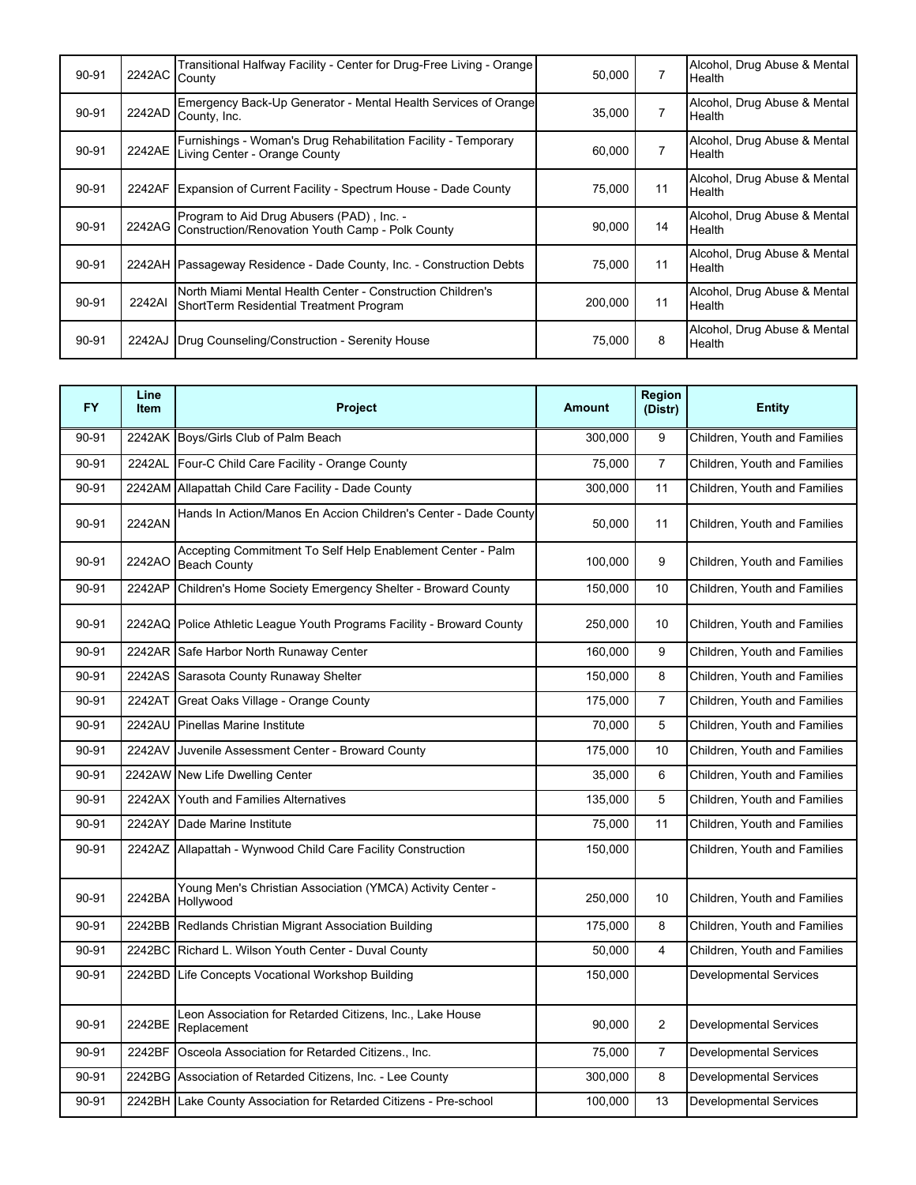| FY | Line Item | Project | Amount | Region (Distr) | Entity |
|---|---|---|---|---|---|
| 90-91 | 2242AC | Transitional Halfway Facility - Center for Drug-Free Living - Orange County | 50,000 | 7 | Alcohol, Drug Abuse & Mental Health |
| 90-91 | 2242AD | Emergency Back-Up Generator - Mental Health Services of Orange County, Inc. | 35,000 | 7 | Alcohol, Drug Abuse & Mental Health |
| 90-91 | 2242AE | Furnishings - Woman's Drug Rehabilitation Facility - Temporary Living Center - Orange County | 60,000 | 7 | Alcohol, Drug Abuse & Mental Health |
| 90-91 | 2242AF | Expansion of Current Facility - Spectrum House - Dade County | 75,000 | 11 | Alcohol, Drug Abuse & Mental Health |
| 90-91 | 2242AG | Program to Aid Drug Abusers (PAD) , Inc. - Construction/Renovation Youth Camp - Polk County | 90,000 | 14 | Alcohol, Drug Abuse & Mental Health |
| 90-91 | 2242AH | Passageway Residence - Dade County, Inc. - Construction Debts | 75,000 | 11 | Alcohol, Drug Abuse & Mental Health |
| 90-91 | 2242AI | North Miami Mental Health Center - Construction Children's ShortTerm Residential Treatment Program | 200,000 | 11 | Alcohol, Drug Abuse & Mental Health |
| 90-91 | 2242AJ | Drug Counseling/Construction - Serenity House | 75,000 | 8 | Alcohol, Drug Abuse & Mental Health |

| FY | Line Item | Project | Amount | Region (Distr) | Entity |
|---|---|---|---|---|---|
| 90-91 | 2242AK | Boys/Girls Club of Palm Beach | 300,000 | 9 | Children, Youth and Families |
| 90-91 | 2242AL | Four-C Child Care Facility - Orange County | 75,000 | 7 | Children, Youth and Families |
| 90-91 | 2242AM | Allapattah Child Care Facility - Dade County | 300,000 | 11 | Children, Youth and Families |
| 90-91 | 2242AN | Hands In Action/Manos En Accion Children's Center - Dade County | 50,000 | 11 | Children, Youth and Families |
| 90-91 | 2242AO | Accepting Commitment To Self Help Enablement Center - Palm Beach County | 100,000 | 9 | Children, Youth and Families |
| 90-91 | 2242AP | Children's Home Society Emergency Shelter - Broward County | 150,000 | 10 | Children, Youth and Families |
| 90-91 | 2242AQ | Police Athletic League Youth Programs Facility - Broward County | 250,000 | 10 | Children, Youth and Families |
| 90-91 | 2242AR | Safe Harbor North Runaway Center | 160,000 | 9 | Children, Youth and Families |
| 90-91 | 2242AS | Sarasota County Runaway Shelter | 150,000 | 8 | Children, Youth and Families |
| 90-91 | 2242AT | Great Oaks Village - Orange County | 175,000 | 7 | Children, Youth and Families |
| 90-91 | 2242AU | Pinellas Marine Institute | 70,000 | 5 | Children, Youth and Families |
| 90-91 | 2242AV | Juvenile Assessment Center - Broward County | 175,000 | 10 | Children, Youth and Families |
| 90-91 | 2242AW | New Life Dwelling Center | 35,000 | 6 | Children, Youth and Families |
| 90-91 | 2242AX | Youth and Families Alternatives | 135,000 | 5 | Children, Youth and Families |
| 90-91 | 2242AY | Dade Marine Institute | 75,000 | 11 | Children, Youth and Families |
| 90-91 | 2242AZ | Allapattah - Wynwood Child Care Facility Construction | 150,000 | | Children, Youth and Families |
| 90-91 | 2242BA | Young Men's Christian Association (YMCA) Activity Center - Hollywood | 250,000 | 10 | Children, Youth and Families |
| 90-91 | 2242BB | Redlands Christian Migrant Association Building | 175,000 | 8 | Children, Youth and Families |
| 90-91 | 2242BC | Richard L. Wilson Youth Center - Duval County | 50,000 | 4 | Children, Youth and Families |
| 90-91 | 2242BD | Life Concepts Vocational Workshop Building | 150,000 | | Developmental Services |
| 90-91 | 2242BE | Leon Association for Retarded Citizens, Inc., Lake House Replacement | 90,000 | 2 | Developmental Services |
| 90-91 | 2242BF | Osceola Association for Retarded Citizens., Inc. | 75,000 | 7 | Developmental Services |
| 90-91 | 2242BG | Association of Retarded Citizens, Inc. - Lee County | 300,000 | 8 | Developmental Services |
| 90-91 | 2242BH | Lake County Association for Retarded Citizens - Pre-school | 100,000 | 13 | Developmental Services |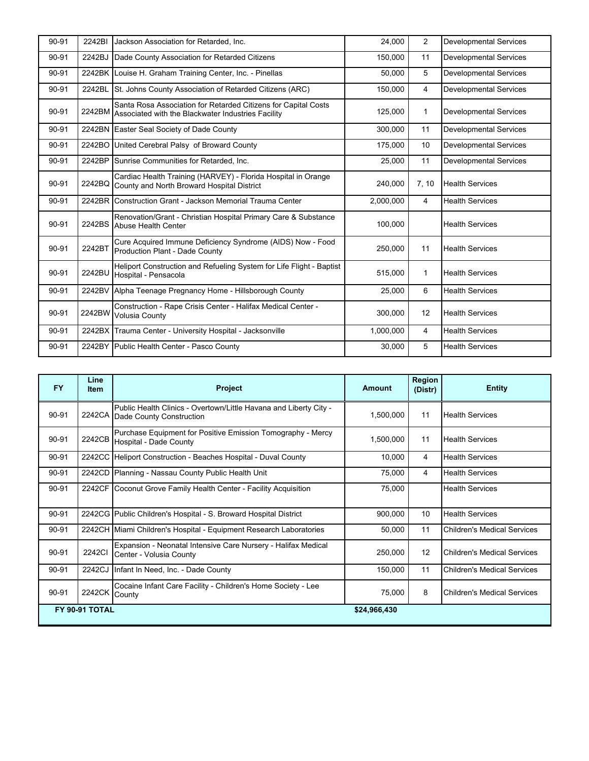| | | | | | |
|---|---|---|---|---|---|
| 90-91 | 2242BI | Jackson Association for Retarded, Inc. | 24,000 | 2 | Developmental Services |
| 90-91 | 2242BJ | Dade County Association for Retarded Citizens | 150,000 | 11 | Developmental Services |
| 90-91 | 2242BK | Louise H. Graham Training Center, Inc. - Pinellas | 50,000 | 5 | Developmental Services |
| 90-91 | 2242BL | St. Johns County Association of Retarded Citizens (ARC) | 150,000 | 4 | Developmental Services |
| 90-91 | 2242BM | Santa Rosa Association for Retarded Citizens for Capital Costs Associated with the Blackwater Industries Facility | 125,000 | 1 | Developmental Services |
| 90-91 | 2242BN | Easter Seal Society of Dade County | 300,000 | 11 | Developmental Services |
| 90-91 | 2242BO | United Cerebral Palsy of Broward County | 175,000 | 10 | Developmental Services |
| 90-91 | 2242BP | Sunrise Communities for Retarded, Inc. | 25,000 | 11 | Developmental Services |
| 90-91 | 2242BQ | Cardiac Health Training (HARVEY) - Florida Hospital in Orange County and North Broward Hospital District | 240,000 | 7, 10 | Health Services |
| 90-91 | 2242BR | Construction Grant - Jackson Memorial Trauma Center | 2,000,000 | 4 | Health Services |
| 90-91 | 2242BS | Renovation/Grant - Christian Hospital Primary Care & Substance Abuse Health Center | 100,000 | | Health Services |
| 90-91 | 2242BT | Cure Acquired Immune Deficiency Syndrome (AIDS) Now - Food Production Plant - Dade County | 250,000 | 11 | Health Services |
| 90-91 | 2242BU | Heliport Construction and Refueling System for Life Flight - Baptist Hospital - Pensacola | 515,000 | 1 | Health Services |
| 90-91 | 2242BV | Alpha Teenage Pregnancy Home - Hillsborough County | 25,000 | 6 | Health Services |
| 90-91 | 2242BW | Construction - Rape Crisis Center - Halifax Medical Center - Volusia County | 300,000 | 12 | Health Services |
| 90-91 | 2242BX | Trauma Center - University Hospital - Jacksonville | 1,000,000 | 4 | Health Services |
| 90-91 | 2242BY | Public Health Center - Pasco County | 30,000 | 5 | Health Services |

| FY | Line Item | Project | Amount | Region (Distr) | Entity |
|---|---|---|---|---|---|
| 90-91 | 2242CA | Public Health Clinics - Overtown/Little Havana and Liberty City - Dade County Construction | 1,500,000 | 11 | Health Services |
| 90-91 | 2242CB | Purchase Equipment for Positive Emission Tomography - Mercy Hospital - Dade County | 1,500,000 | 11 | Health Services |
| 90-91 | 2242CC | Heliport Construction - Beaches Hospital - Duval County | 10,000 | 4 | Health Services |
| 90-91 | 2242CD | Planning - Nassau County Public Health Unit | 75,000 | 4 | Health Services |
| 90-91 | 2242CF | Coconut Grove Family Health Center - Facility Acquisition | 75,000 | | Health Services |
| 90-91 | 2242CG | Public Children's Hospital - S. Broward Hospital District | 900,000 | 10 | Health Services |
| 90-91 | 2242CH | Miami Children's Hospital - Equipment Research Laboratories | 50,000 | 11 | Children's Medical Services |
| 90-91 | 2242CI | Expansion - Neonatal Intensive Care Nursery - Halifax Medical Center - Volusia County | 250,000 | 12 | Children's Medical Services |
| 90-91 | 2242CJ | Infant In Need, Inc. - Dade County | 150,000 | 11 | Children's Medical Services |
| 90-91 | 2242CK | Cocaine Infant Care Facility - Children's Home Society - Lee County | 75,000 | 8 | Children's Medical Services |
| **FY 90-91 TOTAL** | | | **$24,966,430** | | |